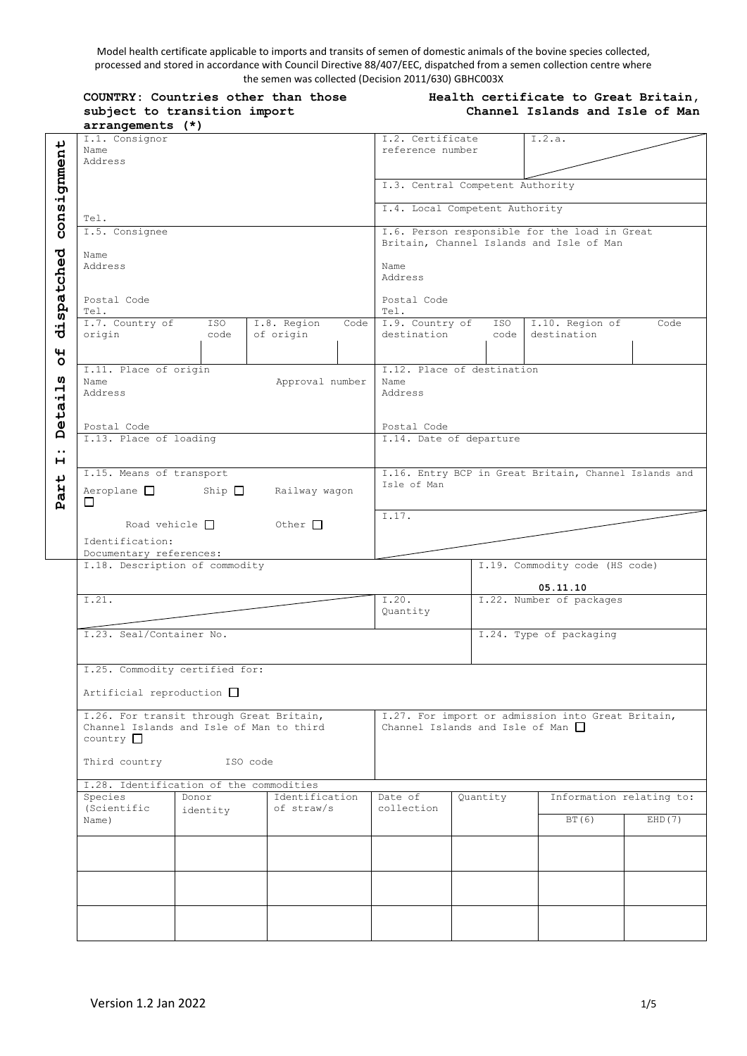Model health certificate applicable to imports and transits of semen of domestic animals of the bovine species collected, processed and stored in accordance with Council Directive 88/407/EEC, dispatched from a semen collection centre where the semen was collected (Decision 2011/630) GBHC003X

**COUNTRY: Countries other than those subject to transition import arrangements (*)**

**Health certificate to Great Britain, Channel Islands and Isle of Man**

**Part I: Details of dispatched consignment**

| | |
|---|---|
| I.1. Consignor<br>Name<br>Address<br><br>Tel. | I.2. Certificate reference number<br>I.2.a.<br><br>I.3. Central Competent Authority<br><br>I.4. Local Competent Authority |
| I.5. Consignee<br>Name<br>Address<br><br>Postal Code<br>Tel. | I.6. Person responsible for the load in Great Britain, Channel Islands and Isle of Man<br>Name<br>Address<br><br>Postal Code<br>Tel. |
| I.7. Country of origin / ISO code / I.8. Region of origin / Code | I.9. Country of destination / ISO code / I.10. Region of destination / Code |
| I.11. Place of origin<br>Name / Approval number<br>Address<br><br>Postal Code | I.12. Place of destination<br>Name<br>Address<br><br>Postal Code |
| I.13. Place of loading | I.14. Date of departure |
| I.15. Means of transport<br>Aeroplane ☐ Ship ☐ Railway wagon ☐<br>Road vehicle ☐ Other ☐<br>Identification:<br>Documentary references: | I.16. Entry BCP in Great Britain, Channel Islands and Isle of Man<br><br>I.17. |
| I.18. Description of commodity | I.19. Commodity code (HS code)<br>**05.11.10** |
| I.21. | I.20. Quantity / I.22. Number of packages |
| I.23. Seal/Container No. | I.24. Type of packaging |
| I.25. Commodity certified for:<br>Artificial reproduction ☐ | |
| I.26. For transit through Great Britain, Channel Islands and Isle of Man to third country ☐<br>Third country / ISO code | I.27. For import or admission into Great Britain, Channel Islands and Isle of Man ☐ |

I.28. Identification of the commodities

| Species (Scientific Name) | Donor identity | Identification of straw/s | Date of collection | Quantity | Information relating to: BT(6) | EHD(7) |
|---|---|---|---|---|---|---|
| | | | | | | |
| | | | | | | |
| | | | | | | |

Version 1.2 Jan 2022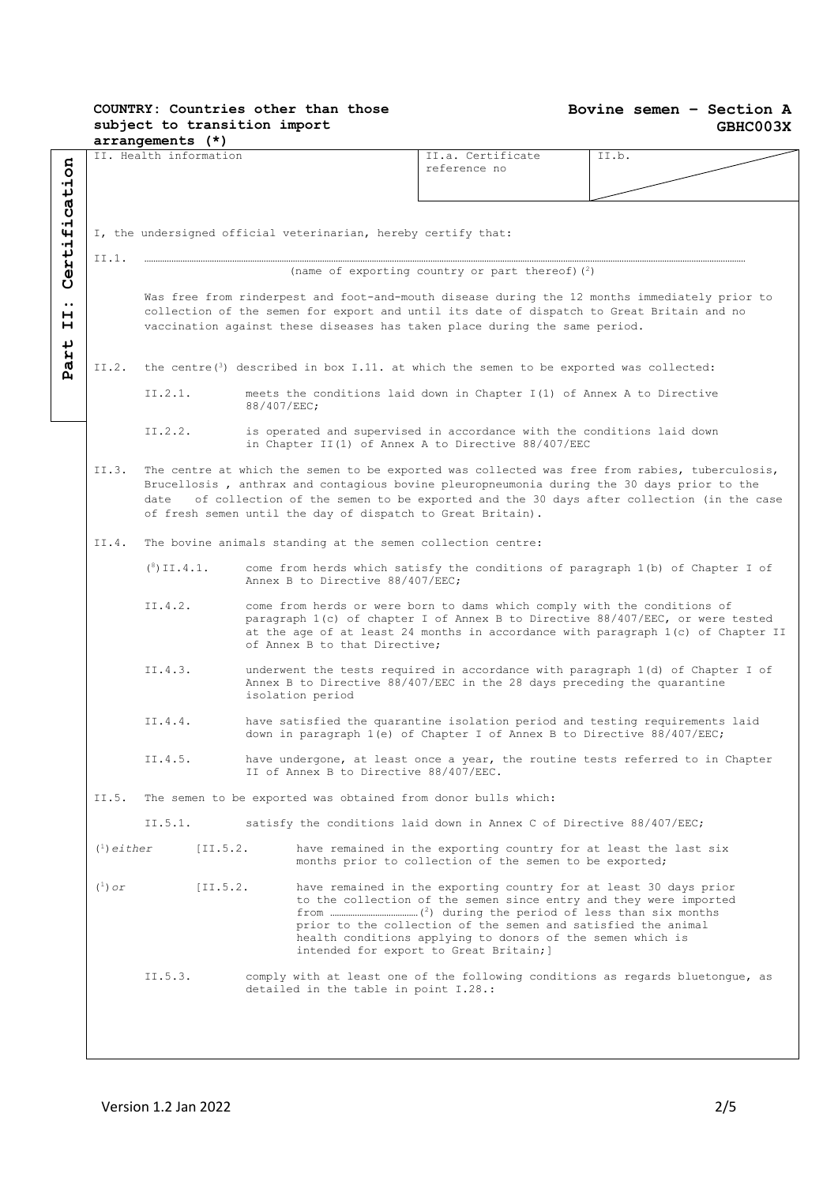**COUNTRY: Countries other than those subject to transition import arrangements (*)**

**Bovine semen – Section A**
**GBHC003X**

**Part II: Certification**

| II. Health information | II.a. Certificate reference no | II.b. |
|---|---|---|

I, the undersigned official veterinarian, hereby certify that:

II.1. ……………………………………………………………………………………………………
(name of exporting country or part thereof) (2)

Was free from rinderpest and foot-and-mouth disease during the 12 months immediately prior to collection of the semen for export and until its date of dispatch to Great Britain and no vaccination against these diseases has taken place during the same period.

II.2. the centre(3) described in box I.11. at which the semen to be exported was collected:

II.2.1. meets the conditions laid down in Chapter I(1) of Annex A to Directive 88/407/EEC;

II.2.2. is operated and supervised in accordance with the conditions laid down in Chapter II(1) of Annex A to Directive 88/407/EEC

II.3. The centre at which the semen to be exported was collected was free from rabies, tuberculosis, Brucellosis , anthrax and contagious bovine pleuropneumonia during the 30 days prior to the date of collection of the semen to be exported and the 30 days after collection (in the case of fresh semen until the day of dispatch to Great Britain).

II.4. The bovine animals standing at the semen collection centre:

(8) II.4.1. come from herds which satisfy the conditions of paragraph 1(b) of Chapter I of Annex B to Directive 88/407/EEC;

II.4.2. come from herds or were born to dams which comply with the conditions of paragraph 1(c) of chapter I of Annex B to Directive 88/407/EEC, or were tested at the age of at least 24 months in accordance with paragraph 1(c) of Chapter II of Annex B to that Directive;

II.4.3. underwent the tests required in accordance with paragraph 1(d) of Chapter I of Annex B to Directive 88/407/EEC in the 28 days preceding the quarantine isolation period

II.4.4. have satisfied the quarantine isolation period and testing requirements laid down in paragraph 1(e) of Chapter I of Annex B to Directive 88/407/EEC;

II.4.5. have undergone, at least once a year, the routine tests referred to in Chapter II of Annex B to Directive 88/407/EEC.

II.5. The semen to be exported was obtained from donor bulls which:

II.5.1. satisfy the conditions laid down in Annex C of Directive 88/407/EEC;

(1) *either* [II.5.2. have remained in the exporting country for at least the last six months prior to collection of the semen to be exported;

(1) *or* [II.5.2. have remained in the exporting country for at least 30 days prior to the collection of the semen since entry and they were imported from ………………………(2) during the period of less than six months prior to the collection of the semen and satisfied the animal health conditions applying to donors of the semen which is intended for export to Great Britain;]

II.5.3. comply with at least one of the following conditions as regards bluetongue, as detailed in the table in point I.28.:

Version 1.2 Jan 2022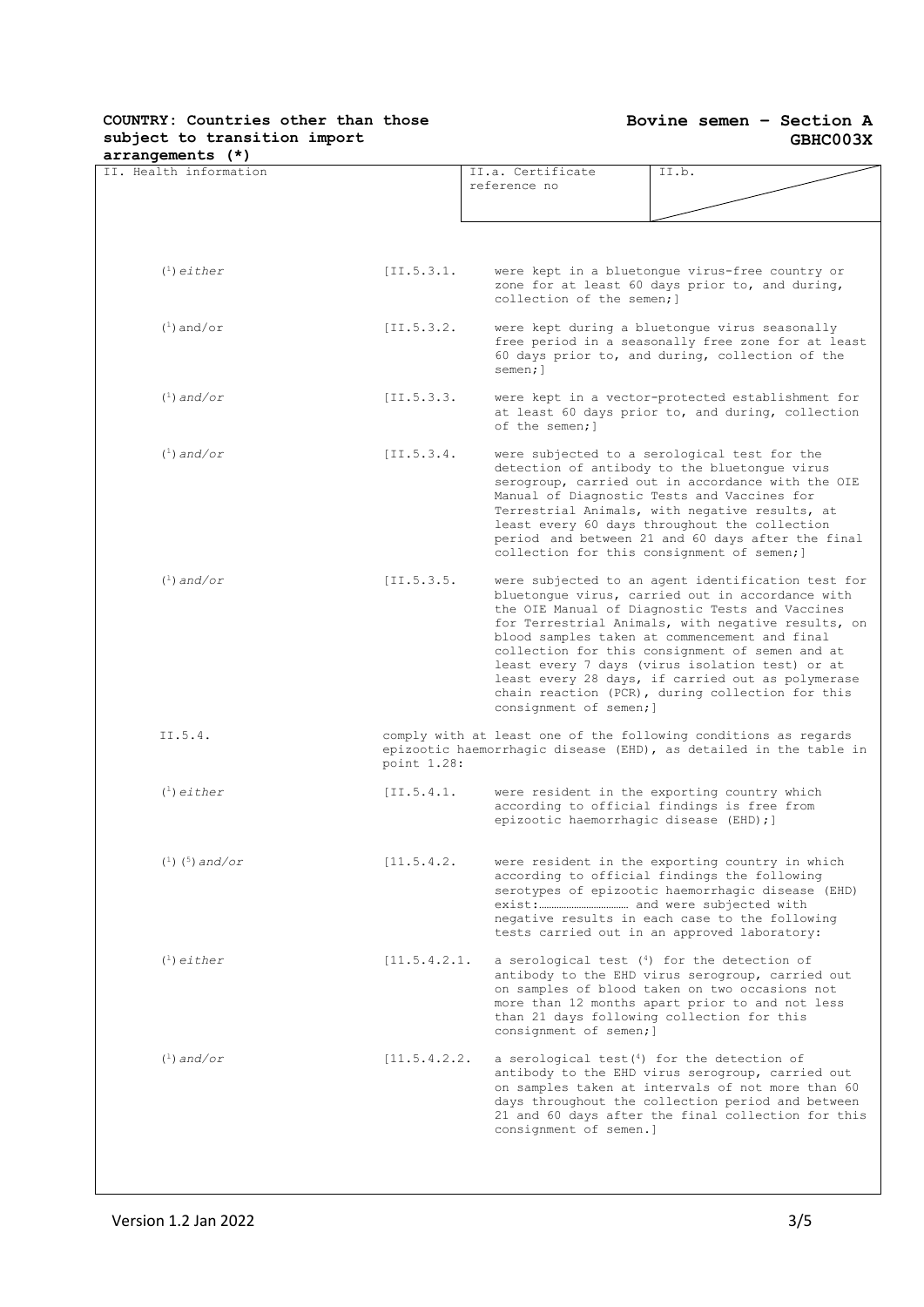**COUNTRY: Countries other than those subject to transition import arrangements (*)**

**Bovine semen – Section A GBHC003X**

| II. Health information | II.a. Certificate reference no | II.b. |
|---|---|---|

| | | |
|---|---|---|
| ([1]) *either* | [II.5.3.1. | were kept in a bluetongue virus-free country or zone for at least 60 days prior to, and during, collection of the semen;] |
| ([1]) and/or | [II.5.3.2. | were kept during a bluetongue virus seasonally free period in a seasonally free zone for at least 60 days prior to, and during, collection of the semen;] |
| ([1]) *and/or* | [II.5.3.3. | were kept in a vector-protected establishment for at least 60 days prior to, and during, collection of the semen;] |
| ([1]) *and/or* | [II.5.3.4. | were subjected to a serological test for the detection of antibody to the bluetongue virus serogroup, carried out in accordance with the OIE Manual of Diagnostic Tests and Vaccines for Terrestrial Animals, with negative results, at least every 60 days throughout the collection period and between 21 and 60 days after the final collection for this consignment of semen;] |
| ([1]) *and/or* | [II.5.3.5. | were subjected to an agent identification test for bluetongue virus, carried out in accordance with the OIE Manual of Diagnostic Tests and Vaccines for Terrestrial Animals, with negative results, on blood samples taken at commencement and final collection for this consignment of semen and at least every 7 days (virus isolation test) or at least every 28 days, if carried out as polymerase chain reaction (PCR), during collection for this consignment of semen;] |
| II.5.4. | | comply with at least one of the following conditions as regards epizootic haemorrhagic disease (EHD), as detailed in the table in point 1.28: |
| ([1]) *either* | [II.5.4.1. | were resident in the exporting country which according to official findings is free from epizootic haemorrhagic disease (EHD);] |
| ([1]) ([5]) *and/or* | [11.5.4.2. | were resident in the exporting country in which according to official findings the following serotypes of epizootic haemorrhagic disease (EHD) exist:……………………………… and were subjected with negative results in each case to the following tests carried out in an approved laboratory: |
| ([1]) *either* | [11.5.4.2.1. | a serological test ([4]) for the detection of antibody to the EHD virus serogroup, carried out on samples of blood taken on two occasions not more than 12 months apart prior to and not less than 21 days following collection for this consignment of semen;] |
| ([1]) *and/or* | [11.5.4.2.2. | a serological test([4]) for the detection of antibody to the EHD virus serogroup, carried out on samples taken at intervals of not more than 60 days throughout the collection period and between 21 and 60 days after the final collection for this consignment of semen.] |

Version 1.2 Jan 2022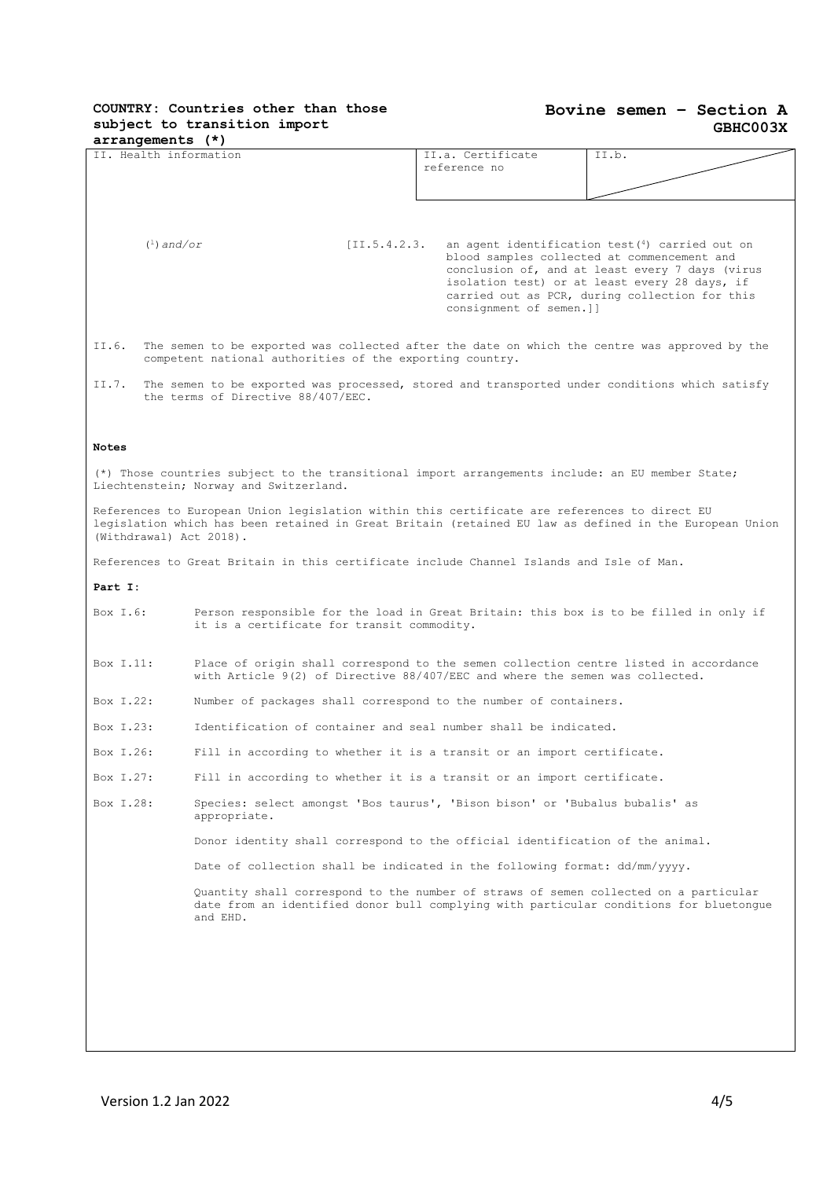**COUNTRY: Countries other than those subject to transition import arrangements (*)**

**Bovine semen – Section A GBHC003X**

| II. Health information | II.a. Certificate reference no | II.b. |
|---|---|---|

([1]) *and/or* [II.5.4.2.3. an agent identification test([4]) carried out on blood samples collected at commencement and conclusion of, and at least every 7 days (virus isolation test) or at least every 28 days, if carried out as PCR, during collection for this consignment of semen.]]

II.6. The semen to be exported was collected after the date on which the centre was approved by the competent national authorities of the exporting country.

II.7. The semen to be exported was processed, stored and transported under conditions which satisfy the terms of Directive 88/407/EEC.

**Notes**

(*) Those countries subject to the transitional import arrangements include: an EU member State; Liechtenstein; Norway and Switzerland.

References to European Union legislation within this certificate are references to direct EU legislation which has been retained in Great Britain (retained EU law as defined in the European Union (Withdrawal) Act 2018).

References to Great Britain in this certificate include Channel Islands and Isle of Man.

**Part I**:

Box I.6: Person responsible for the load in Great Britain: this box is to be filled in only if it is a certificate for transit commodity.

Box I.11: Place of origin shall correspond to the semen collection centre listed in accordance with Article 9(2) of Directive 88/407/EEC and where the semen was collected.

Box I.22: Number of packages shall correspond to the number of containers.

Box I.23: Identification of container and seal number shall be indicated.

Box I.26: Fill in according to whether it is a transit or an import certificate.

Box I.27: Fill in according to whether it is a transit or an import certificate.

Box I.28: Species: select amongst 'Bos taurus', 'Bison bison' or 'Bubalus bubalis' as appropriate.

Donor identity shall correspond to the official identification of the animal.

Date of collection shall be indicated in the following format: dd/mm/yyyy.

Quantity shall correspond to the number of straws of semen collected on a particular date from an identified donor bull complying with particular conditions for bluetongue and EHD.

Version 1.2 Jan 2022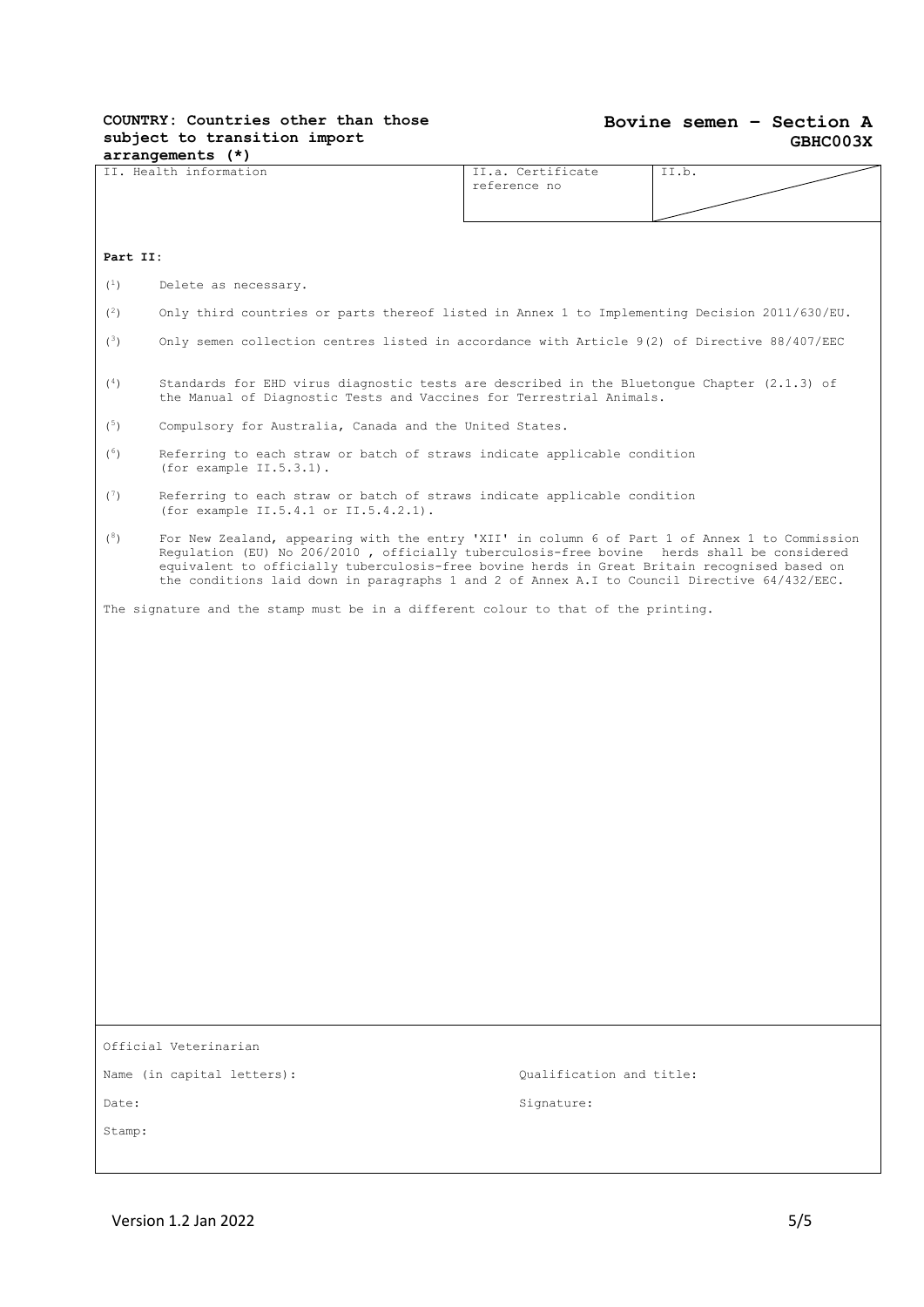**COUNTRY: Countries other than those subject to transition import arrangements (*)**

**Bovine semen – Section A GBHC003X**

| II. Health information | II.a. Certificate reference no | II.b. |
|---|---|---|

**Part II:**

(1) Delete as necessary.

(2) Only third countries or parts thereof listed in Annex 1 to Implementing Decision 2011/630/EU.

(3) Only semen collection centres listed in accordance with Article 9(2) of Directive 88/407/EEC

(4) Standards for EHD virus diagnostic tests are described in the Bluetongue Chapter (2.1.3) of the Manual of Diagnostic Tests and Vaccines for Terrestrial Animals.

(5) Compulsory for Australia, Canada and the United States.

(6) Referring to each straw or batch of straws indicate applicable condition (for example II.5.3.1).

(7) Referring to each straw or batch of straws indicate applicable condition (for example II.5.4.1 or II.5.4.2.1).

(8) For New Zealand, appearing with the entry 'XII' in column 6 of Part 1 of Annex 1 to Commission Regulation (EU) No 206/2010 , officially tuberculosis-free bovine herds shall be considered equivalent to officially tuberculosis-free bovine herds in Great Britain recognised based on the conditions laid down in paragraphs 1 and 2 of Annex A.I to Council Directive 64/432/EEC.

The signature and the stamp must be in a different colour to that of the printing.

Official Veterinarian

Name (in capital letters): Qualification and title:

Date: Signature:

Stamp:

Version 1.2 Jan 2022